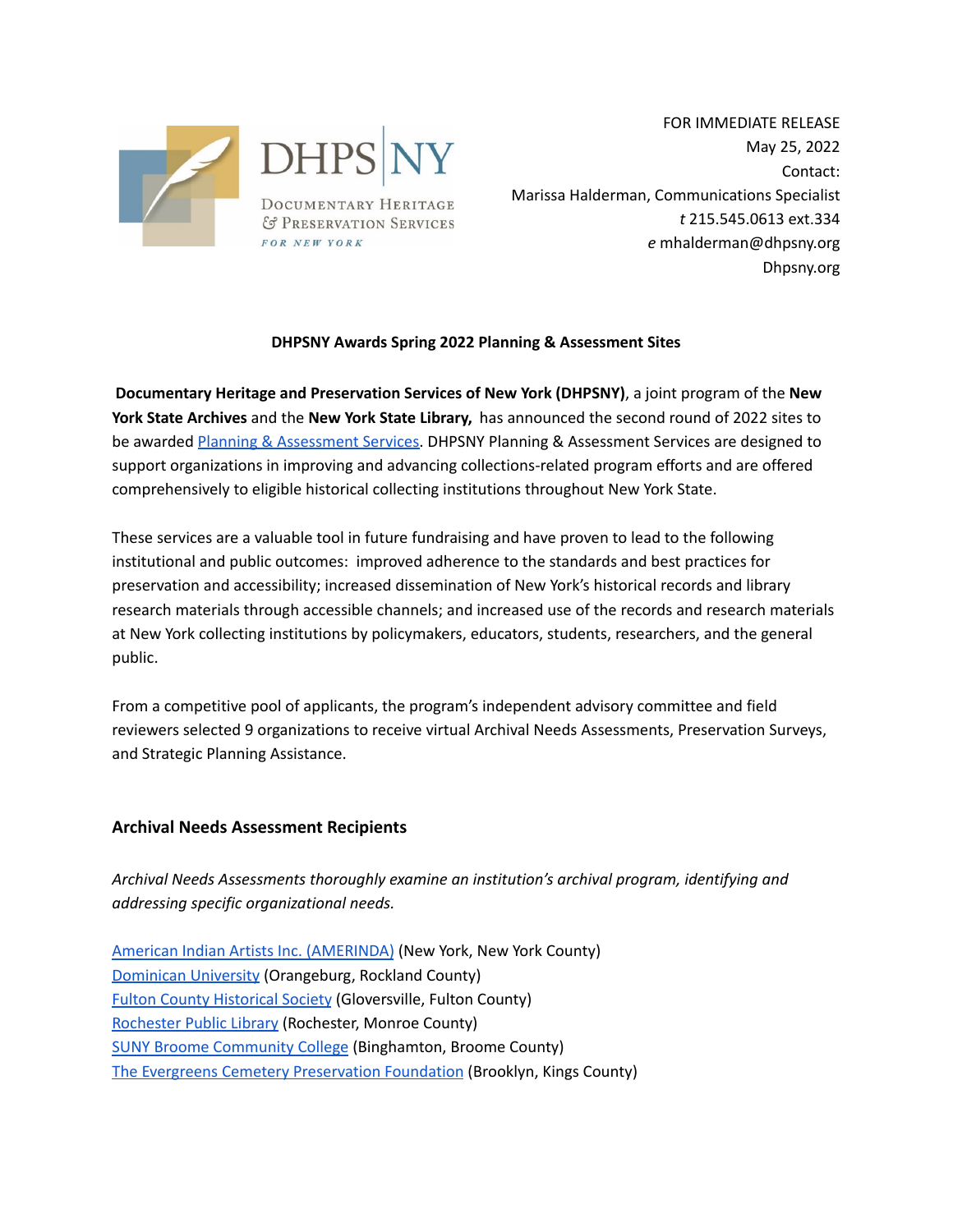DHPS NY

Documentary Heritage & Preservation Services for New York

FOR IMMEDIATE RELEASE
May 25, 2022
Contact:
Marissa Halderman, Communications Specialist
*t* 215.545.0613 ext.334
*e* mhalderman@dhpsny.org
Dhpsny.org

**DHPSNY Awards Spring 2022 Planning & Assessment Sites**

**Documentary Heritage and Preservation Services of New York (DHPSNY)**, a joint program of the **New York State Archives** and the **New York State Library,** has announced the second round of 2022 sites to be awarded Planning & Assessment Services. DHPSNY Planning & Assessment Services are designed to support organizations in improving and advancing collections-related program efforts and are offered comprehensively to eligible historical collecting institutions throughout New York State.

These services are a valuable tool in future fundraising and have proven to lead to the following institutional and public outcomes: improved adherence to the standards and best practices for preservation and accessibility; increased dissemination of New York's historical records and library research materials through accessible channels; and increased use of the records and research materials at New York collecting institutions by policymakers, educators, students, researchers, and the general public.

From a competitive pool of applicants, the program's independent advisory committee and field reviewers selected 9 organizations to receive virtual Archival Needs Assessments, Preservation Surveys, and Strategic Planning Assistance.

## Archival Needs Assessment Recipients

*Archival Needs Assessments thoroughly examine an institution's archival program, identifying and addressing specific organizational needs.*

American Indian Artists Inc. (AMERINDA) (New York, New York County)
Dominican University (Orangeburg, Rockland County)
Fulton County Historical Society (Gloversville, Fulton County)
Rochester Public Library (Rochester, Monroe County)
SUNY Broome Community College (Binghamton, Broome County)
The Evergreens Cemetery Preservation Foundation (Brooklyn, Kings County)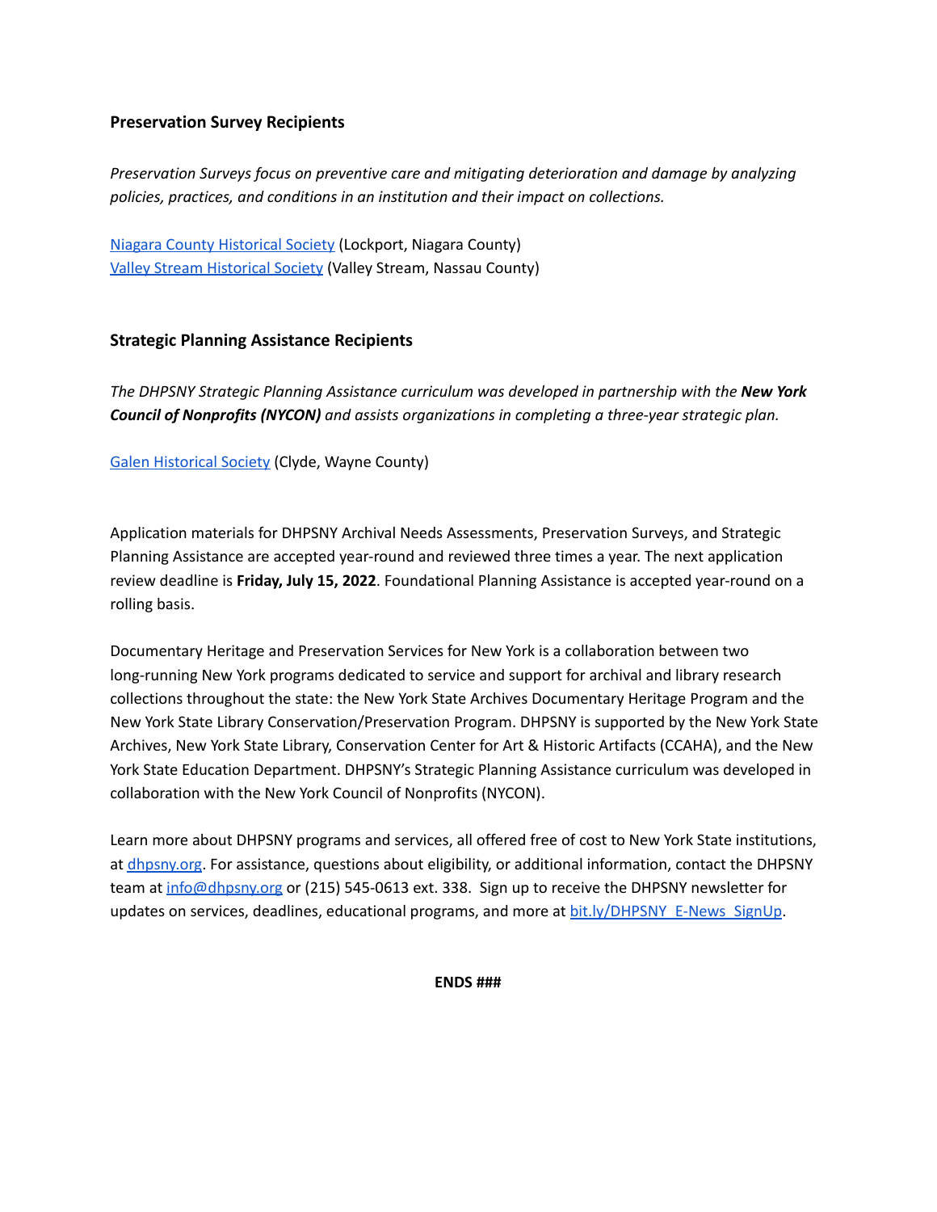**Preservation Survey Recipients**

*Preservation Surveys focus on preventive care and mitigating deterioration and damage by analyzing policies, practices, and conditions in an institution and their impact on collections.*

Niagara County Historical Society (Lockport, Niagara County)
Valley Stream Historical Society (Valley Stream, Nassau County)

**Strategic Planning Assistance Recipients**

*The DHPSNY Strategic Planning Assistance curriculum was developed in partnership with the* ***New York Council of Nonprofits (NYCON)*** *and assists organizations in completing a three-year strategic plan.*

Galen Historical Society (Clyde, Wayne County)

Application materials for DHPSNY Archival Needs Assessments, Preservation Surveys, and Strategic Planning Assistance are accepted year-round and reviewed three times a year. The next application review deadline is **Friday, July 15, 2022**. Foundational Planning Assistance is accepted year-round on a rolling basis.

Documentary Heritage and Preservation Services for New York is a collaboration between two long-running New York programs dedicated to service and support for archival and library research collections throughout the state: the New York State Archives Documentary Heritage Program and the New York State Library Conservation/Preservation Program. DHPSNY is supported by the New York State Archives, New York State Library, Conservation Center for Art & Historic Artifacts (CCAHA), and the New York State Education Department. DHPSNY's Strategic Planning Assistance curriculum was developed in collaboration with the New York Council of Nonprofits (NYCON).

Learn more about DHPSNY programs and services, all offered free of cost to New York State institutions, at dhpsny.org. For assistance, questions about eligibility, or additional information, contact the DHPSNY team at info@dhpsny.org or (215) 545-0613 ext. 338. Sign up to receive the DHPSNY newsletter for updates on services, deadlines, educational programs, and more at bit.ly/DHPSNY_E-News_SignUp.

**ENDS ###**